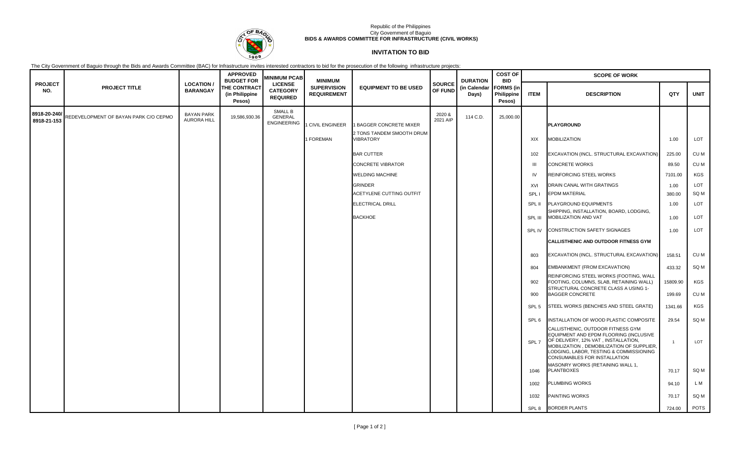Republic of the Philippines
City Government of Baguio
**BIDS & AWARDS COMMITTEE FOR INFRASTRUCTURE (CIVIL WORKS)**

## INVITATION TO BID

The City Government of Baguio through the Bids and Awards Committee (BAC) for Infrastructure invites interested contractors to bid for the prosecution of the following infrastructure projects:

| PROJECT NO. | PROJECT TITLE | LOCATION / BARANGAY | APPROVED BUDGET FOR THE CONTRACT (in Philippine Pesos) | MINIMUM PCAB LICENSE CATEGORY REQUIRED | MINIMUM SUPERVISION REQUIREMENT | EQUIPMENT TO BE USED | SOURCE OF FUND | DURATION (in Calendar Days) | COST OF BID FORMS (in Philippine Pesos) | SCOPE OF WORK | | | |
|---|---|---|---|---|---|---|---|---|---|---|---|---|---|
| | | | | | | | | | | ITEM | DESCRIPTION | QTY | UNIT |
| 8918-20-240/ 8918-21-153 | REDEVELOPMENT OF BAYAN PARK C/O CEPMO | BAYAN PARK AURORA HILL | 19,586,930.36 | SMALL B GENERAL ENGINEERING | 1 CIVIL ENGINEER | 1 BAGGER CONCRETE MIXER | 2020 & 2021 AIP | 114 C.D. | 25,000.00 | | **PLAYGROUND** | | |
| | | | | | 1 FOREMAN | 2 TONS TANDEM SMOOTH DRUM VIBRATORY | | | | XIX | MOBILIZATION | 1.00 | LOT |
| | | | | | | BAR CUTTER | | | | 102 | EXCAVATION (INCL. STRUCTURAL EXCAVATION) | 225.00 | CU M |
| | | | | | | CONCRETE VIBRATOR | | | | III | CONCRETE WORKS | 89.50 | CU M |
| | | | | | | WELDING MACHINE | | | | IV | REINFORCING STEEL WORKS | 7101.00 | KGS |
| | | | | | | GRINDER | | | | XVI | DRAIN CANAL WITH GRATINGS | 1.00 | LOT |
| | | | | | | ACETYLENE CUTTING OUTFIT | | | | SPL I | EPDM MATERIAL | 380.00 | SQ M |
| | | | | | | ELECTRICAL DRILL | | | | SPL II | PLAYGROUND EQUIPMENTS | 1.00 | LOT |
| | | | | | | BACKHOE | | | | SPL III | SHIPPING, INSTALLATION, BOARD, LODGING, MOBILIZATION AND VAT | 1.00 | LOT |
| | | | | | | | | | | SPL IV | CONSTRUCTION SAFETY SIGNAGES | 1.00 | LOT |
| | | | | | | | | | | | **CALLISTHENIC AND OUTDOOR FITNESS GYM** | | |
| | | | | | | | | | | 803 | EXCAVATION (INCL. STRUCTURAL EXCAVATION) | 158.51 | CU M |
| | | | | | | | | | | 804 | EMBANKMENT (FROM EXCAVATION) | 433.32 | SQ M |
| | | | | | | | | | | 902 | REINFORCING STEEL WORKS (FOOTING, WALL FOOTING, COLUMNS, SLAB, RETAINING WALL) | 15809.90 | KGS |
| | | | | | | | | | | 900 | STRUCTURAL CONCRETE CLASS A USING 1-BAGGER CONCRETE | 199.69 | CU M |
| | | | | | | | | | | SPL 5 | STEEL WORKS (BENCHES AND STEEL GRATE) | 1341.66 | KGS |
| | | | | | | | | | | SPL 6 | INSTALLATION OF WOOD PLASTIC COMPOSITE | 29.54 | SQ M |
| | | | | | | | | | | SPL 7 | CALLISTHENIC, OUTDOOR FITNESS GYM EQUIPMENT AND EPDM FLOORING (INCLUSIVE OF DELIVERY, 12% VAT , INSTALLATION, MOBILIZATION , DEMOBILIZATION OF SUPPLIER, LODGING, LABOR, TESTING & COMMISSIONING CONSUMABLES FOR INSTALLATION | 1 | LOT |
| | | | | | | | | | | 1046 | MASONRY WORKS (RETAINING WALL 1, PLANTBOXES | 70.17 | SQ M |
| | | | | | | | | | | 1002 | PLUMBING WORKS | 94.10 | L M |
| | | | | | | | | | | 1032 | PAINTING WORKS | 70.17 | SQ M |
| | | | | | | | | | | SPL 8 | BORDER PLANTS | 724.00 | POTS |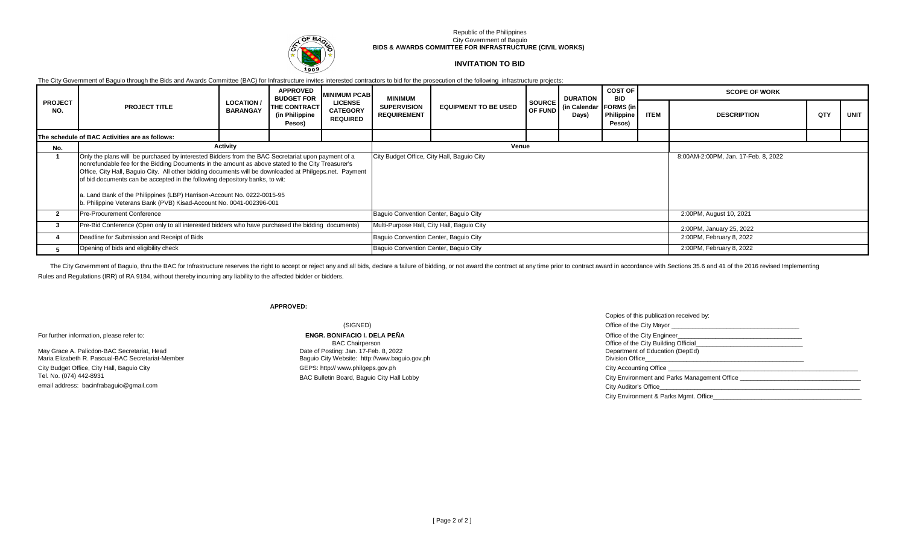Republic of the Philippines
City Government of Baguio
**BIDS & AWARDS COMMITTEE FOR INFRASTRUCTURE (CIVIL WORKS)**

## INVITATION TO BID

The City Government of Baguio through the Bids and Awards Committee (BAC) for Infrastructure invites interested contractors to bid for the prosecution of the following infrastructure projects:

| PROJECT NO. | PROJECT TITLE | LOCATION / BARANGAY | APPROVED BUDGET FOR THE CONTRACT (in Philippine Pesos) | MINIMUM PCAB LICENSE CATEGORY REQUIRED | MINIMUM SUPERVISION REQUIREMENT | EQUIPMENT TO BE USED | SOURCE OF FUND | DURATION (in Calendar Days) | COST OF BID FORMS (in Philippine Pesos) | SCOPE OF WORK | | | |
|---|---|---|---|---|---|---|---|---|---|---|---|---|---|
| | | | | | | | | | | ITEM | DESCRIPTION | QTY | UNIT |

**The schedule of BAC Activities are as follows:**

| No. | Activity | Venue | |
|---|---|---|---|
| 1 | Only the plans will be purchased by interested Bidders from the BAC Secretariat upon payment of a nonrefundable fee for the Bidding Documents in the amount as above stated to the City Treasurer's Office, City Hall, Baguio City. All other bidding documents will be downloaded at Philgeps.net. Payment of bid documents can be accepted in the following depository banks, to wit:<br><br>a. Land Bank of the Philippines (LBP) Harrison-Account No. 0222-0015-95<br>b. Philippine Veterans Bank (PVB) Kisad-Account No. 0041-002396-001 | City Budget Office, City Hall, Baguio City | 8:00AM-2:00PM, Jan. 17-Feb. 8, 2022 |
| 2 | Pre-Procurement Conference | Baguio Convention Center, Baguio City | 2:00PM, August 10, 2021 |
| 3 | Pre-Bid Conference (Open only to all interested bidders who have purchased the bidding documents) | Multi-Purpose Hall, City Hall, Baguio City | 2:00PM, January 25, 2022 |
| 4 | Deadline for Submission and Receipt of Bids | Baguio Convention Center, Baguio City | 2:00PM, February 8, 2022 |
| 5 | Opening of bids and eligibility check | Baguio Convention Center, Baguio City | 2:00PM, February 8, 2022 |

The City Government of Baguio, thru the BAC for Infrastructure reserves the right to accept or reject any and all bids, declare a failure of bidding, or not award the contract at any time prior to contract award in accordance with Sections 35.6 and 41 of the 2016 revised Implementing Rules and Regulations (IRR) of RA 9184, without thereby incurring any liability to the affected bidder or bidders.

**APPROVED:**

(SIGNED)
**ENGR. BONIFACIO I. DELA PEÑA**
BAC Chairperson

For further information, please refer to:

May Grace A. Palicdon-BAC Secretariat, Head
Maria Elizabeth R. Pascual-BAC Secretariat-Member
City Budget Office, City Hall, Baguio City
Tel. No. (074) 442-8931
email address: bacinfrabaguio@gmail.com

Date of Posting: Jan. 17-Feb. 8, 2022
Baguio City Website: http://www.baguio.gov.ph
GEPS: http:// www.philgeps.gov.ph
BAC Bulletin Board, Baguio City Hall Lobby

Copies of this publication received by:

Office of the City Mayor ____________________
Office of the City Engineer____________________
Office of the City Building Official____________________
Department of Education (DepEd) Division Office____________________
City Accounting Office ____________________
City Environment and Parks Management Office ____________________
City Auditor's Office____________________
City Environment & Parks Mgmt. Office____________________